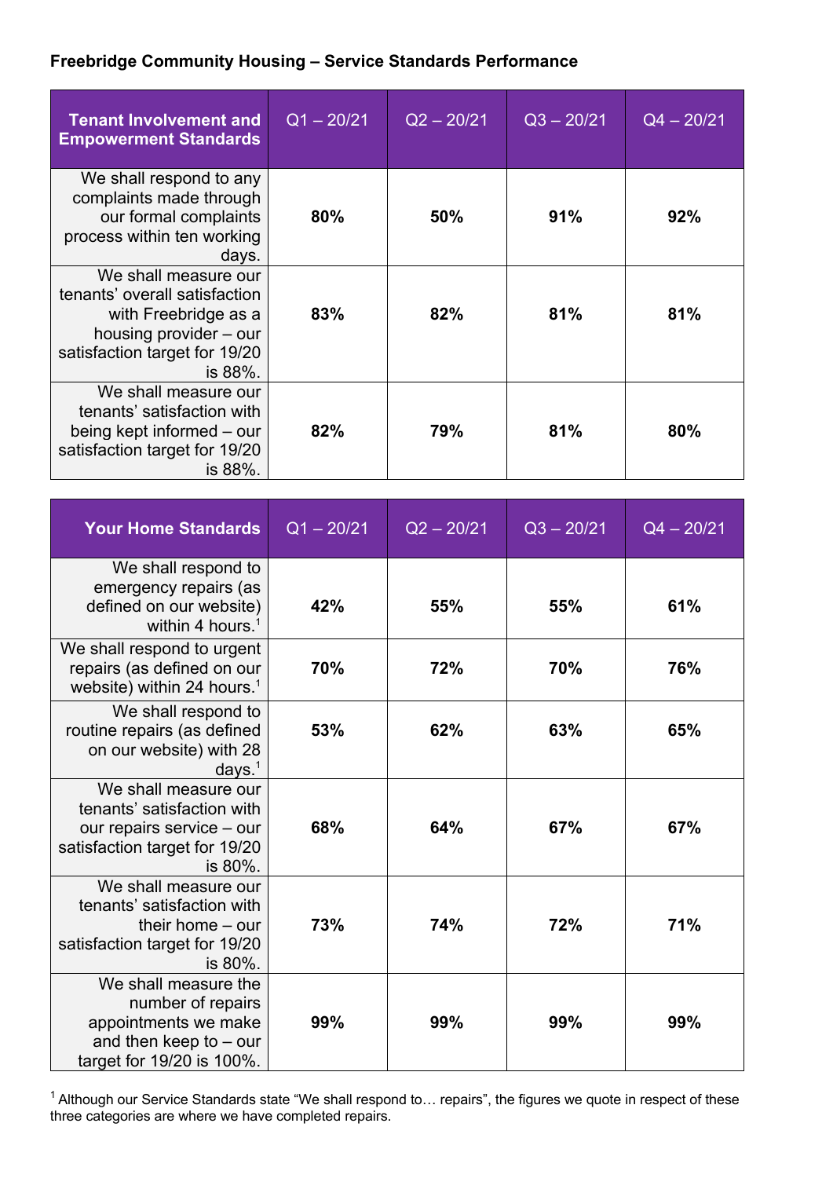**Freebridge Community Housing – Service Standards Performance**

| Tenant Involvement and Empowerment Standards | Q1 – 20/21 | Q2 – 20/21 | Q3 – 20/21 | Q4 – 20/21 |
|---|---|---|---|---|
| We shall respond to any complaints made through our formal complaints process within ten working days. | **80%** | **50%** | **91%** | **92%** |
| We shall measure our tenants' overall satisfaction with Freebridge as a housing provider – our satisfaction target for 19/20 is 88%. | **83%** | **82%** | **81%** | **81%** |
| We shall measure our tenants' satisfaction with being kept informed – our satisfaction target for 19/20 is 88%. | **82%** | **79%** | **81%** | **80%** |

| Your Home Standards | Q1 – 20/21 | Q2 – 20/21 | Q3 – 20/21 | Q4 – 20/21 |
|---|---|---|---|---|
| We shall respond to emergency repairs (as defined on our website) within 4 hours.[1] | **42%** | **55%** | **55%** | **61%** |
| We shall respond to urgent repairs (as defined on our website) within 24 hours.[1] | **70%** | **72%** | **70%** | **76%** |
| We shall respond to routine repairs (as defined on our website) with 28 days.[1] | **53%** | **62%** | **63%** | **65%** |
| We shall measure our tenants' satisfaction with our repairs service – our satisfaction target for 19/20 is 80%. | **68%** | **64%** | **67%** | **67%** |
| We shall measure our tenants' satisfaction with their home – our satisfaction target for 19/20 is 80%. | **73%** | **74%** | **72%** | **71%** |
| We shall measure the number of repairs appointments we make and then keep to – our target for 19/20 is 100%. | **99%** | **99%** | **99%** | **99%** |

[1] Although our Service Standards state "We shall respond to… repairs", the figures we quote in respect of these three categories are where we have completed repairs.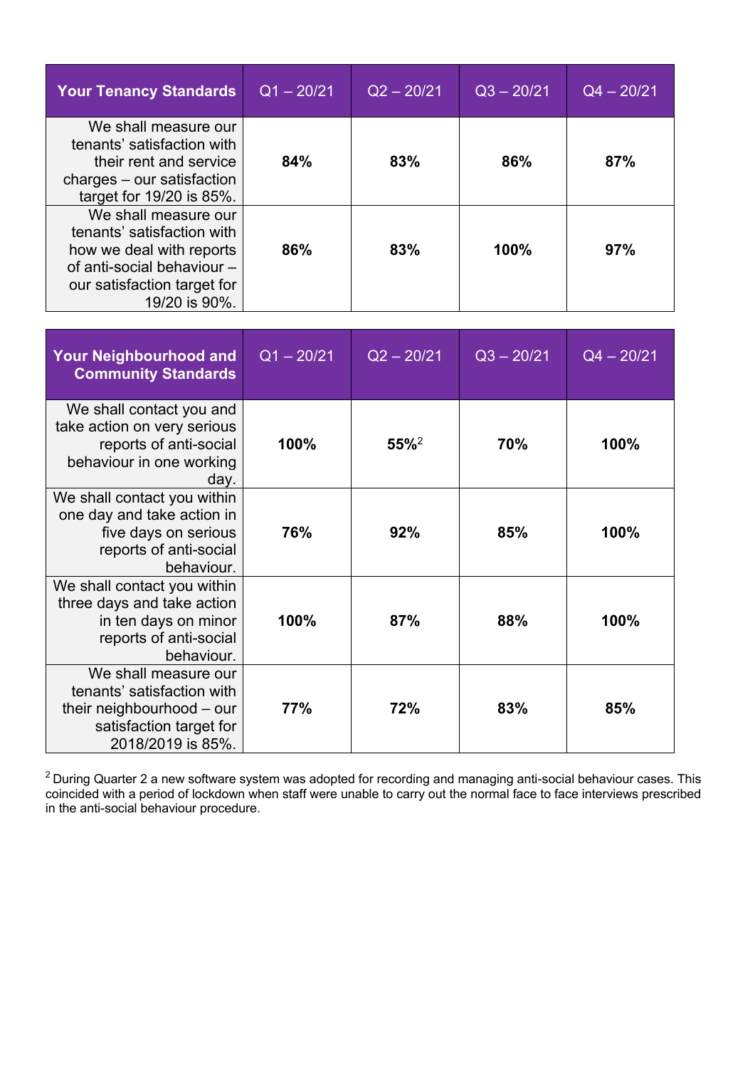| Your Tenancy Standards | Q1 – 20/21 | Q2 – 20/21 | Q3 – 20/21 | Q4 – 20/21 |
|---|---|---|---|---|
| We shall measure our tenants' satisfaction with their rent and service charges – our satisfaction target for 19/20 is 85%. | **84%** | **83%** | **86%** | **87%** |
| We shall measure our tenants' satisfaction with how we deal with reports of anti-social behaviour – our satisfaction target for 19/20 is 90%. | **86%** | **83%** | **100%** | **97%** |

| Your Neighbourhood and Community Standards | Q1 – 20/21 | Q2 – 20/21 | Q3 – 20/21 | Q4 – 20/21 |
|---|---|---|---|---|
| We shall contact you and take action on very serious reports of anti-social behaviour in one working day. | **100%** | **55%**[2] | **70%** | **100%** |
| We shall contact you within one day and take action in five days on serious reports of anti-social behaviour. | **76%** | **92%** | **85%** | **100%** |
| We shall contact you within three days and take action in ten days on minor reports of anti-social behaviour. | **100%** | **87%** | **88%** | **100%** |
| We shall measure our tenants' satisfaction with their neighbourhood – our satisfaction target for 2018/2019 is 85%. | **77%** | **72%** | **83%** | **85%** |

[2] During Quarter 2 a new software system was adopted for recording and managing anti-social behaviour cases. This coincided with a period of lockdown when staff were unable to carry out the normal face to face interviews prescribed in the anti-social behaviour procedure.